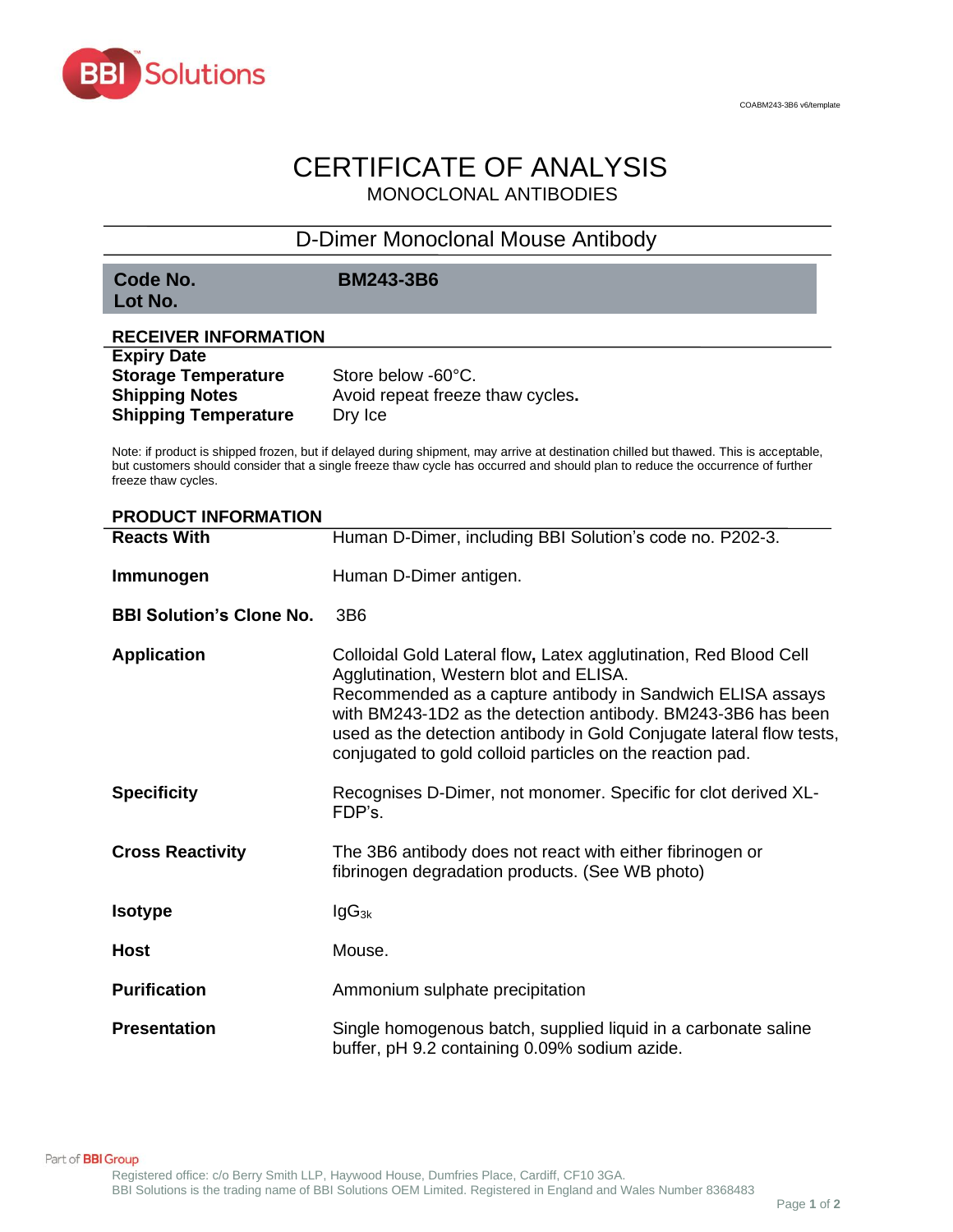# CERTIFICATE OF ANALYSIS

MONOCLONAL ANTIBODIES

## D-Dimer Monoclonal Mouse Antibody

| **Code No.** | **BM243-3B6** |
|---|---|
| **Lot No.** | |

## RECEIVER INFORMATION

| | |
|---|---|
| **Expiry Date** | |
| **Storage Temperature** | Store below -60°C. |
| **Shipping Notes** | Avoid repeat freeze thaw cycles. |
| **Shipping Temperature** | Dry Ice |

Note: if product is shipped frozen, but if delayed during shipment, may arrive at destination chilled but thawed. This is acceptable, but customers should consider that a single freeze thaw cycle has occurred and should plan to reduce the occurrence of further freeze thaw cycles.

## PRODUCT INFORMATION

| | |
|---|---|
| **Reacts With** | Human D-Dimer, including BBI Solution's code no. P202-3. |
| **Immunogen** | Human D-Dimer antigen. |
| **BBI Solution's Clone No.** | 3B6 |
| **Application** | Colloidal Gold Lateral flow, Latex agglutination, Red Blood Cell Agglutination, Western blot and ELISA. Recommended as a capture antibody in Sandwich ELISA assays with BM243-1D2 as the detection antibody. BM243-3B6 has been used as the detection antibody in Gold Conjugate lateral flow tests, conjugated to gold colloid particles on the reaction pad. |
| **Specificity** | Recognises D-Dimer, not monomer. Specific for clot derived XL-FDP's. |
| **Cross Reactivity** | The 3B6 antibody does not react with either fibrinogen or fibrinogen degradation products. (See WB photo) |
| **Isotype** | $IgG_{3k}$ |
| **Host** | Mouse. |
| **Purification** | Ammonium sulphate precipitation |
| **Presentation** | Single homogenous batch, supplied liquid in a carbonate saline buffer, pH 9.2 containing 0.09% sodium azide. |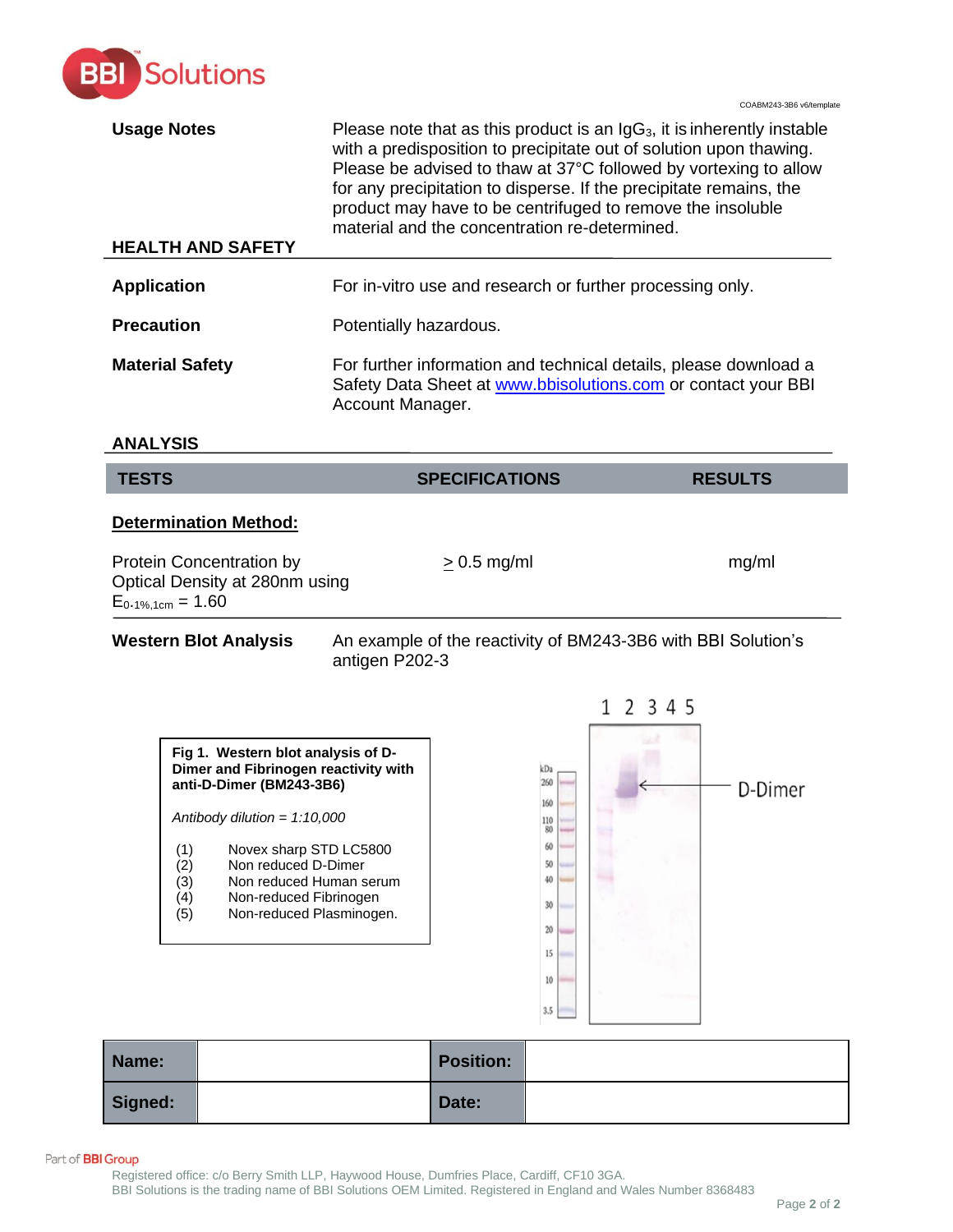COABM243-3B6 v6/template

**Usage Notes**

Please note that as this product is an $IgG_3$, it is inherently instable with a predisposition to precipitate out of solution upon thawing. Please be advised to thaw at 37°C followed by vortexing to allow for any precipitation to disperse. If the precipitate remains, the product may have to be centrifuged to remove the insoluble material and the concentration re-determined.

## HEALTH AND SAFETY

**Application** For in-vitro use and research or further processing only.

**Precaution** Potentially hazardous.

**Material Safety** For further information and technical details, please download a Safety Data Sheet at www.bbisolutions.com or contact your BBI Account Manager.

## ANALYSIS

| TESTS | SPECIFICATIONS | RESULTS |
|---|---|---|
| **Determination Method:** | | |
| Protein Concentration by Optical Density at 280nm using $E_{0.1\%,1cm}$ = 1.60 | ≥ 0.5 mg/ml | mg/ml |

**Western Blot Analysis** An example of the reactivity of BM243-3B6 with BBI Solution's antigen P202-3

**Fig 1. Western blot analysis of D-Dimer and Fibrinogen reactivity with anti-D-Dimer (BM243-3B6)**

*Antibody dilution = 1:10,000*

(1) Novex sharp STD LC5800
(2) Non reduced D-Dimer
(3) Non reduced Human serum
(4) Non-reduced Fibrinogen
(5) Non-reduced Plasminogen.

1 2 3 4 5

kDa
260
160
110
80
60
50
40
30
20
15
10
3.5

D-Dimer

| Name: | | Position: | |
|---|---|---|---|
| **Signed:** | | **Date:** | |

Part of BBI Group

Registered office: c/o Berry Smith LLP, Haywood House, Dumfries Place, Cardiff, CF10 3GA.
BBI Solutions is the trading name of BBI Solutions OEM Limited. Registered in England and Wales Number 8368483